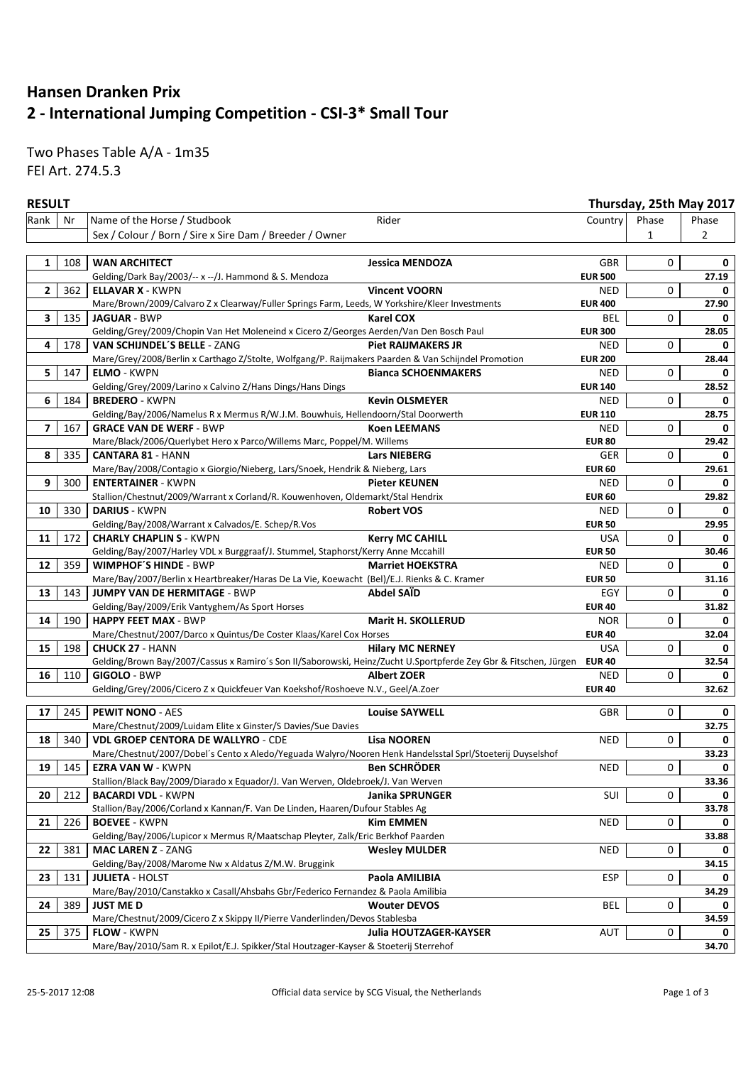# Hansen Dranken Prix
## 2 - International Jumping Competition - CSI-3* Small Tour

Two Phases Table A/A - 1m35
FEI Art. 274.5.3

**RESULT** — **Thursday, 25th May 2017**

| Rank | Nr | Name of the Horse / Studbook<br>Sex / Colour / Born / Sire x Sire Dam / Breeder / Owner | Rider | Country | Phase 1 | Phase 2 |
|---|---|---|---|---|---|---|
| **1** | 108 | **WAN ARCHITECT**<br>Gelding/Dark Bay/2003/-- x --/J. Hammond & S. Mendoza | **Jessica MENDOZA** | GBR<br>**EUR 500** | 0 | **0**<br>**27.19** |
| **2** | 362 | **ELLAVAR X** - KWPN<br>Mare/Brown/2009/Calvaro Z x Clearway/Fuller Springs Farm, Leeds, W Yorkshire/Kleer Investments | **Vincent VOORN** | NED<br>**EUR 400** | 0 | **0**<br>**27.90** |
| **3** | 135 | **JAGUAR** - BWP<br>Gelding/Grey/2009/Chopin Van Het Moleneind x Cicero Z/Georges Aerden/Van Den Bosch Paul | **Karel COX** | BEL<br>**EUR 300** | 0 | **0**<br>**28.05** |
| **4** | 178 | **VAN SCHIJNDEL´S BELLE** - ZANG<br>Mare/Grey/2008/Berlin x Carthago Z/Stolte, Wolfgang/P. Raijmakers Paarden & Van Schijndel Promotion | **Piet RAIJMAKERS JR** | NED<br>**EUR 200** | 0 | **0**<br>**28.44** |
| **5** | 147 | **ELMO** - KWPN<br>Gelding/Grey/2009/Larino x Calvino Z/Hans Dings/Hans Dings | **Bianca SCHOENMAKERS** | NED<br>**EUR 140** | 0 | **0**<br>**28.52** |
| **6** | 184 | **BREDERO** - KWPN<br>Gelding/Bay/2006/Namelus R x Mermus R/W.J.M. Bouwhuis, Hellendoorn/Stal Doorwerth | **Kevin OLSMEYER** | NED<br>**EUR 110** | 0 | **0**<br>**28.75** |
| **7** | 167 | **GRACE VAN DE WERF** - BWP<br>Mare/Black/2006/Querlybet Hero x Parco/Willems Marc, Poppel/M. Willems | **Koen LEEMANS** | NED<br>**EUR 80** | 0 | **0**<br>**29.42** |
| **8** | 335 | **CANTARA 81** - HANN<br>Mare/Bay/2008/Contagio x Giorgio/Nieberg, Lars/Snoek, Hendrik & Nieberg, Lars | **Lars NIEBERG** | GER<br>**EUR 60** | 0 | **0**<br>**29.61** |
| **9** | 300 | **ENTERTAINER** - KWPN<br>Stallion/Chestnut/2009/Warrant x Corland/R. Kouwenhoven, Oldemarkt/Stal Hendrix | **Pieter KEUNEN** | NED<br>**EUR 60** | 0 | **0**<br>**29.82** |
| **10** | 330 | **DARIUS** - KWPN<br>Gelding/Bay/2008/Warrant x Calvados/E. Schep/R.Vos | **Robert VOS** | NED<br>**EUR 50** | 0 | **0**<br>**29.95** |
| **11** | 172 | **CHARLY CHAPLIN S** - KWPN<br>Gelding/Bay/2007/Harley VDL x Burggraaf/J. Stummel, Staphorst/Kerry Anne Mccahill | **Kerry MC CAHILL** | USA<br>**EUR 50** | 0 | **0**<br>**30.46** |
| **12** | 359 | **WIMPHOF´S HINDE** - BWP<br>Mare/Bay/2007/Berlin x Heartbreaker/Haras De La Vie, Koewacht (Bel)/E.J. Rienks & C. Kramer | **Marriet HOEKSTRA** | NED<br>**EUR 50** | 0 | **0**<br>**31.16** |
| **13** | 143 | **JUMPY VAN DE HERMITAGE** - BWP<br>Gelding/Bay/2009/Erik Vantyghem/As Sport Horses | **Abdel SAÏD** | EGY<br>**EUR 40** | 0 | **0**<br>**31.82** |
| **14** | 190 | **HAPPY FEET MAX** - BWP<br>Mare/Chestnut/2007/Darco x Quintus/De Coster Klaas/Karel Cox Horses | **Marit H. SKOLLERUD** | NOR<br>**EUR 40** | 0 | **0**<br>**32.04** |
| **15** | 198 | **CHUCK 27** - HANN<br>Gelding/Brown Bay/2007/Cassus x Ramiro´s Son II/Saborowski, Heinz/Zucht U.Sportpferde Zey Gbr & Fitschen, Jürgen | **Hilary MC NERNEY** | USA<br>**EUR 40** | 0 | **0**<br>**32.54** |
| **16** | 110 | **GIGOLO** - BWP<br>Gelding/Grey/2006/Cicero Z x Quickfeuer Van Koekshof/Roshoeve N.V., Geel/A.Zoer | **Albert ZOER** | NED<br>**EUR 40** | 0 | **0**<br>**32.62** |
| **17** | 245 | **PEWIT NONO** - AES<br>Mare/Chestnut/2009/Luidam Elite x Ginster/S Davies/Sue Davies | **Louise SAYWELL** | GBR | 0 | **0**<br>**32.75** |
| **18** | 340 | **VDL GROEP CENTORA DE WALLYRO** - CDE<br>Mare/Chestnut/2007/Dobel´s Cento x Aledo/Yeguada Walyro/Nooren Henk Handelsstal Sprl/Stoeterij Duyselshof | **Lisa NOOREN** | NED | 0 | **0**<br>**33.23** |
| **19** | 145 | **EZRA VAN W** - KWPN<br>Stallion/Black Bay/2009/Diarado x Equador/J. Van Werven, Oldebroek/J. Van Werven | **Ben SCHRÖDER** | NED | 0 | **0**<br>**33.36** |
| **20** | 212 | **BACARDI VDL** - KWPN<br>Stallion/Bay/2006/Corland x Kannan/F. Van De Linden, Haaren/Dufour Stables Ag | **Janika SPRUNGER** | SUI | 0 | **0**<br>**33.78** |
| **21** | 226 | **BOEVEE** - KWPN<br>Gelding/Bay/2006/Lupicor x Mermus R/Maatschap Pleyter, Zalk/Eric Berkhof Paarden | **Kim EMMEN** | NED | 0 | **0**<br>**33.88** |
| **22** | 381 | **MAC LAREN Z** - ZANG<br>Gelding/Bay/2008/Marome Nw x Aldatus Z/M.W. Bruggink | **Wesley MULDER** | NED | 0 | **0**<br>**34.15** |
| **23** | 131 | **JULIETA** - HOLST<br>Mare/Bay/2010/Canstakko x Casall/Ahsbahs Gbr/Federico Fernandez & Paola Amilibia | **Paola AMILIBIA** | ESP | 0 | **0**<br>**34.29** |
| **24** | 389 | **JUST ME D**<br>Mare/Chestnut/2009/Cicero Z x Skippy II/Pierre Vanderlinden/Devos Stablesba | **Wouter DEVOS** | BEL | 0 | **0**<br>**34.59** |
| **25** | 375 | **FLOW** - KWPN<br>Mare/Bay/2010/Sam R. x Epilot/E.J. Spikker/Stal Houtzager-Kayser & Stoeterij Sterrehof | **Julia HOUTZAGER-KAYSER** | AUT | 0 | **0**<br>**34.70** |

25-5-2017 12:08 — Official data service by SCG Visual, the Netherlands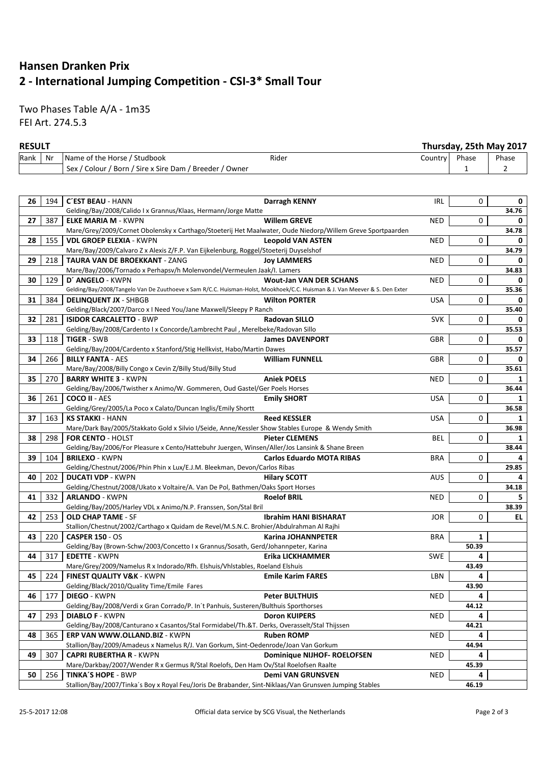# Hansen Dranken Prix

## 2 - International Jumping Competition - CSI-3* Small Tour

Two Phases Table A/A - 1m35

FEI Art. 274.5.3

**RESULT** **Thursday, 25th May 2017**

| Rank | Nr | Name of the Horse / Studbook<br>Sex / Colour / Born / Sire x Sire Dam / Breeder / Owner | Rider | Country | Phase 1 | Phase 2 |
|---|---|---|---|---|---|---|
| **26** | 194 | **C´EST BEAU** - HANN<br>Gelding/Bay/2008/Calido I x Grannus/Klaas, Hermann/Jorge Matte | **Darragh KENNY** | IRL | 0 | **0**<br>**34.76** |
| **27** | 387 | **ELKE MARIA M** - KWPN<br>Mare/Grey/2009/Cornet Obolensky x Carthago/Stoeterij Het Maalwater, Oude Niedorp/Willem Greve Sportpaarden | **Willem GREVE** | NED | 0 | **0**<br>**34.78** |
| **28** | 155 | **VDL GROEP ELEXIA** - KWPN<br>Mare/Bay/2009/Calvaro Z x Alexis Z/F.P. Van Eijkelenburg, Roggel/Stoeterij Duyselshof | **Leopold VAN ASTEN** | NED | 0 | **0**<br>**34.79** |
| **29** | 218 | **TAURA VAN DE BROEKKANT** - ZANG<br>Mare/Bay/2006/Tornado x Perhapsv/h Molenvondel/Vermeulen Jaak/I. Lamers | **Joy LAMMERS** | NED | 0 | **0**<br>**34.83** |
| **30** | 129 | **D´ ANGELO** - KWPN<br>Gelding/Bay/2008/Tangelo Van De Zuuthoeve x Sam R/C.C. Huisman-Holst, Mookhoek/C.C. Huisman & J. Van Meever & S. Den Exter | **Wout-Jan VAN DER SCHANS** | NED | 0 | **0**<br>**35.36** |
| **31** | 384 | **DELINQUENT JX** - SHBGB<br>Gelding/Black/2007/Darco x I Need You/Jane Maxwell/Sleepy P Ranch | **Wilton PORTER** | USA | 0 | **0**<br>**35.40** |
| **32** | 281 | **ISIDOR CARCALETTO** - BWP<br>Gelding/Bay/2008/Cardento I x Concorde/Lambrecht Paul , Merelbeke/Radovan Sillo | **Radovan SILLO** | SVK | 0 | **0**<br>**35.53** |
| **33** | 118 | **TIGER** - SWB<br>Gelding/Bay/2004/Cardento x Stanford/Stig Hellkvist, Habo/Martin Dawes | **James DAVENPORT** | GBR | 0 | **0**<br>**35.57** |
| **34** | 266 | **BILLY FANTA** - AES<br>Mare/Bay/2008/Billy Congo x Cevin Z/Billy Stud/Billy Stud | **William FUNNELL** | GBR | 0 | **0**<br>**35.61** |
| **35** | 270 | **BARRY WHITE 3** - KWPN<br>Gelding/Bay/2006/Twisther x Animo/W. Gommeren, Oud Gastel/Ger Poels Horses | **Aniek POELS** | NED | 0 | **1**<br>**36.44** |
| **36** | 261 | **COCO II** - AES<br>Gelding/Grey/2005/La Poco x Calato/Duncan Inglis/Emily Shortt | **Emily SHORT** | USA | 0 | **1**<br>**36.58** |
| **37** | 163 | **KS STAKKI** - HANN<br>Mare/Dark Bay/2005/Stakkato Gold x Silvio I/Seide, Anne/Kessler Show Stables Europe & Wendy Smith | **Reed KESSLER** | USA | 0 | **1**<br>**36.98** |
| **38** | 298 | **FOR CENTO** - HOLST<br>Gelding/Bay/2006/For Pleasure x Cento/Hattebuhr Juergen, Winsen/Aller/Jos Lansink & Shane Breen | **Pieter CLEMENS** | BEL | 0 | **1**<br>**38.44** |
| **39** | 104 | **BRILEXO** - KWPN<br>Gelding/Chestnut/2006/Phin Phin x Lux/E.J.M. Bleekman, Devon/Carlos Ribas | **Carlos Eduardo MOTA RIBAS** | BRA | 0 | **4**<br>**29.85** |
| **40** | 202 | **DUCATI VDP** - KWPN<br>Gelding/Chestnut/2008/Ukato x Voltaire/A. Van De Pol, Bathmen/Oaks Sport Horses | **Hilary SCOTT** | AUS | 0 | **4**<br>**34.18** |
| **41** | 332 | **ARLANDO** - KWPN<br>Gelding/Bay/2005/Harley VDL x Animo/N.P. Franssen, Son/Stal Bril | **Roelof BRIL** | NED | 0 | **5**<br>**38.39** |
| **42** | 253 | **OLD CHAP TAME** - SF<br>Stallion/Chestnut/2002/Carthago x Quidam de Revel/M.S.N.C. Brohier/Abdulrahman Al Rajhi | **Ibrahim HANI BISHARAT** | JOR | 0 | **EL** |
| **43** | 220 | **CASPER 150** - OS<br>Gelding/Bay (Brown-Schw/2003/Concetto I x Grannus/Sosath, Gerd/Johannpeter, Karina | **Karina JOHANNPETER** | BRA | **1**<br>**50.39** | |
| **44** | 317 | **EDETTE** - KWPN<br>Mare/Grey/2009/Namelus R x Indorado/Rfh. Elshuis/Vhlstables, Roeland Elshuis | **Erika LICKHAMMER** | SWE | **4**<br>**43.49** | |
| **45** | 224 | **FINEST QUALITY V&K** - KWPN<br>Gelding/Black/2010/Quality Time/Emile Fares | **Emile Karim FARES** | LBN | **4**<br>**43.90** | |
| **46** | 177 | **DIEGO** - KWPN<br>Gelding/Bay/2008/Verdi x Gran Corrado/P. In´t Panhuis, Susteren/Bulthuis Sporthorses | **Peter BULTHUIS** | NED | **4**<br>**44.12** | |
| **47** | 293 | **DIABLO F** - KWPN<br>Gelding/Bay/2008/Canturano x Casantos/Stal Formidabel/Th.&T. Derks, Overasselt/Stal Thijssen | **Doron KUIPERS** | NED | **4**<br>**44.21** | |
| **48** | 365 | **ERP VAN WWW.OLLAND.BIZ** - KWPN<br>Stallion/Bay/2009/Amadeus x Namelus R/J. Van Gorkum, Sint-Oedenrode/Joan Van Gorkum | **Ruben ROMP** | NED | **4**<br>**44.94** | |
| **49** | 307 | **CAPRI RUBERTHA R** - KWPN<br>Mare/Darkbay/2007/Wender R x Germus R/Stal Roelofs, Den Ham Ov/Stal Roelofsen Raalte | **Dominique NIJHOF- ROELOFSEN** | NED | **4**<br>**45.39** | |
| **50** | 256 | **TINKA´S HOPE** - BWP<br>Stallion/Bay/2007/Tinka´s Boy x Royal Feu/Joris De Brabander, Sint-Niklaas/Van Grunsven Jumping Stables | **Demi VAN GRUNSVEN** | NED | **4**<br>**46.19** | |

25-5-2017 12:08 Official data service by SCG Visual, the Netherlands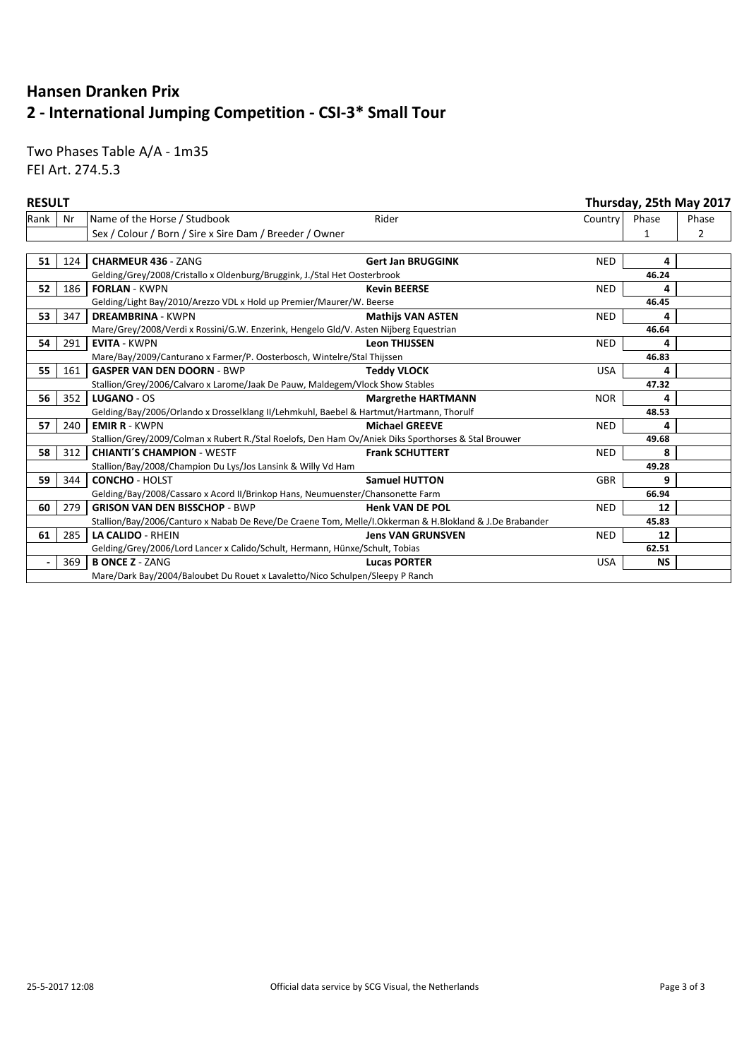# Hansen Dranken Prix

## 2 - International Jumping Competition - CSI-3* Small Tour

Two Phases Table A/A - 1m35
FEI Art. 274.5.3

**RESULT** **Thursday, 25th May 2017**

| Rank | Nr | Name of the Horse / Studbook<br>Sex / Colour / Born / Sire x Sire Dam / Breeder / Owner | Rider | Country | Phase 1 | Phase 2 |
|---|---|---|---|---|---|---|
| **51** | 124 | **CHARMEUR 436** - ZANG<br>Gelding/Grey/2008/Cristallo x Oldenburg/Bruggink, J./Stal Het Oosterbrook | **Gert Jan BRUGGINK** | NED | **4**<br>**46.24** | |
| **52** | 186 | **FORLAN** - KWPN<br>Gelding/Light Bay/2010/Arezzo VDL x Hold up Premier/Maurer/W. Beerse | **Kevin BEERSE** | NED | **4**<br>**46.45** | |
| **53** | 347 | **DREAMBRINA** - KWPN<br>Mare/Grey/2008/Verdi x Rossini/G.W. Enzerink, Hengelo Gld/V. Asten Nijberg Equestrian | **Mathijs VAN ASTEN** | NED | **4**<br>**46.64** | |
| **54** | 291 | **EVITA** - KWPN<br>Mare/Bay/2009/Canturano x Farmer/P. Oosterbosch, Wintelre/Stal Thijssen | **Leon THIJSSEN** | NED | **4**<br>**46.83** | |
| **55** | 161 | **GASPER VAN DEN DOORN** - BWP<br>Stallion/Grey/2006/Calvaro x Larome/Jaak De Pauw, Maldegem/Vlock Show Stables | **Teddy VLOCK** | USA | **4**<br>**47.32** | |
| **56** | 352 | **LUGANO** - OS<br>Gelding/Bay/2006/Orlando x Drosselklang II/Lehmkuhl, Baebel & Hartmut/Hartmann, Thorulf | **Margrethe HARTMANN** | NOR | **4**<br>**48.53** | |
| **57** | 240 | **EMIR R** - KWPN<br>Stallion/Grey/2009/Colman x Rubert R./Stal Roelofs, Den Ham Ov/Aniek Diks Sporthorses & Stal Brouwer | **Michael GREEVE** | NED | **4**<br>**49.68** | |
| **58** | 312 | **CHIANTI´S CHAMPION** - WESTF<br>Stallion/Bay/2008/Champion Du Lys/Jos Lansink & Willy Vd Ham | **Frank SCHUTTERT** | NED | **8**<br>**49.28** | |
| **59** | 344 | **CONCHO** - HOLST<br>Gelding/Bay/2008/Cassaro x Acord II/Brinkop Hans, Neumuenster/Chansonette Farm | **Samuel HUTTON** | GBR | **9**<br>**66.94** | |
| **60** | 279 | **GRISON VAN DEN BISSCHOP** - BWP<br>Stallion/Bay/2006/Canturo x Nabab De Reve/De Craene Tom, Melle/I.Okkerman & H.Blokland & J.De Brabander | **Henk VAN DE POL** | NED | **12**<br>**45.83** | |
| **61** | 285 | **LA CALIDO** - RHEIN<br>Gelding/Grey/2006/Lord Lancer x Calido/Schult, Hermann, Hünxe/Schult, Tobias | **Jens VAN GRUNSVEN** | NED | **12**<br>**62.51** | |
| **-** | 369 | **B ONCE Z** - ZANG<br>Mare/Dark Bay/2004/Baloubet Du Rouet x Lavaletto/Nico Schulpen/Sleepy P Ranch | **Lucas PORTER** | USA | **NS** | |

25-5-2017 12:08 Official data service by SCG Visual, the Netherlands